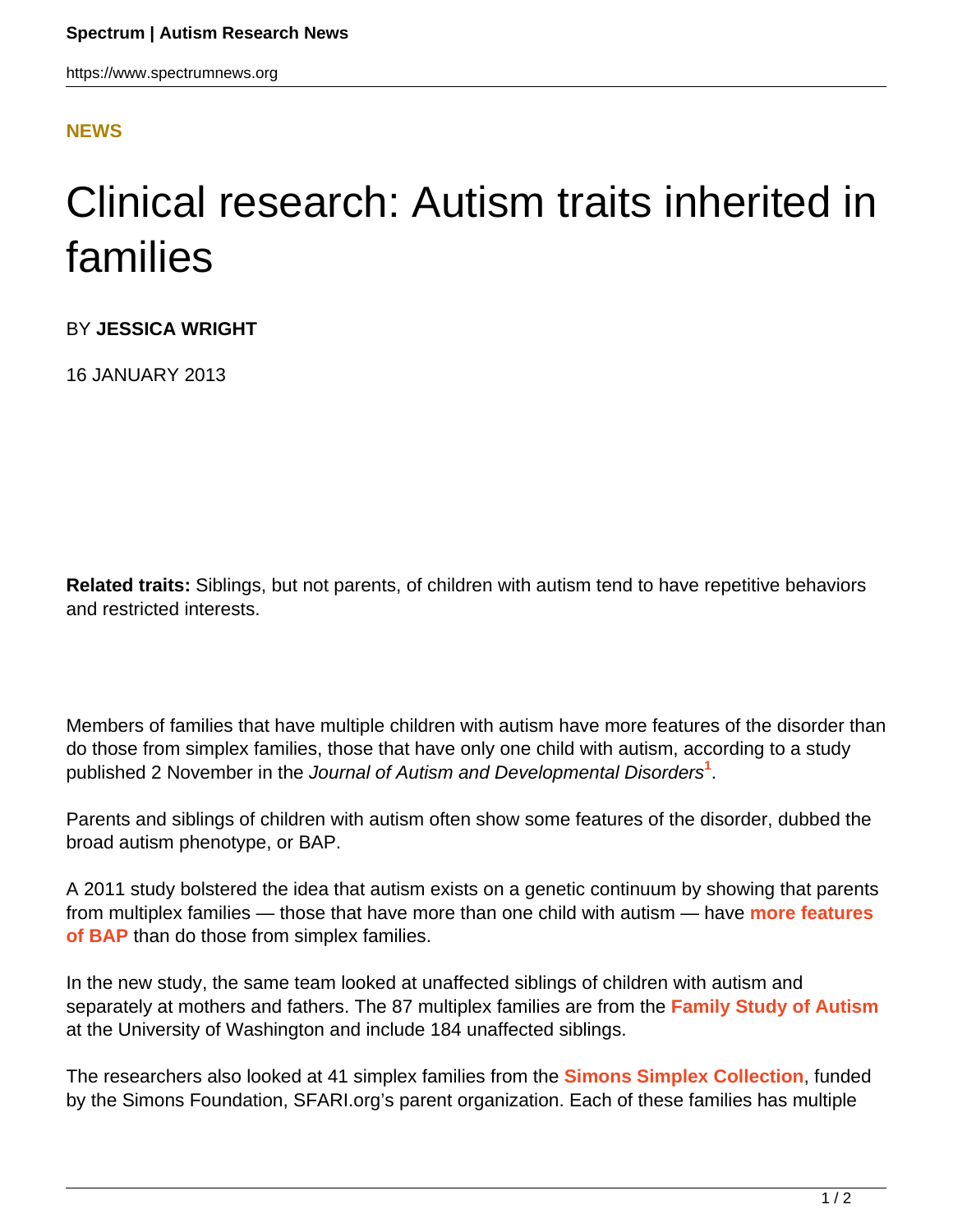NEWS

# Clinical research: Autism traits inherited in families

BY **JESSICA WRIGHT**

16 JANUARY 2013

**Related traits:** Siblings, but not parents, of children with autism tend to have repetitive behaviors and restricted interests.

Members of families that have multiple children with autism have more features of the disorder than do those from simplex families, those that have only one child with autism, according to a study published 2 November in the *Journal of Autism and Developmental Disorders*[1].

Parents and siblings of children with autism often show some features of the disorder, dubbed the broad autism phenotype, or BAP.

A 2011 study bolstered the idea that autism exists on a genetic continuum by showing that parents from multiplex families — those that have more than one child with autism — have **more features of BAP** than do those from simplex families.

In the new study, the same team looked at unaffected siblings of children with autism and separately at mothers and fathers. The 87 multiplex families are from the **Family Study of Autism** at the University of Washington and include 184 unaffected siblings.

The researchers also looked at 41 simplex families from the **Simons Simplex Collection**, funded by the Simons Foundation, SFARI.org's parent organization. Each of these families has multiple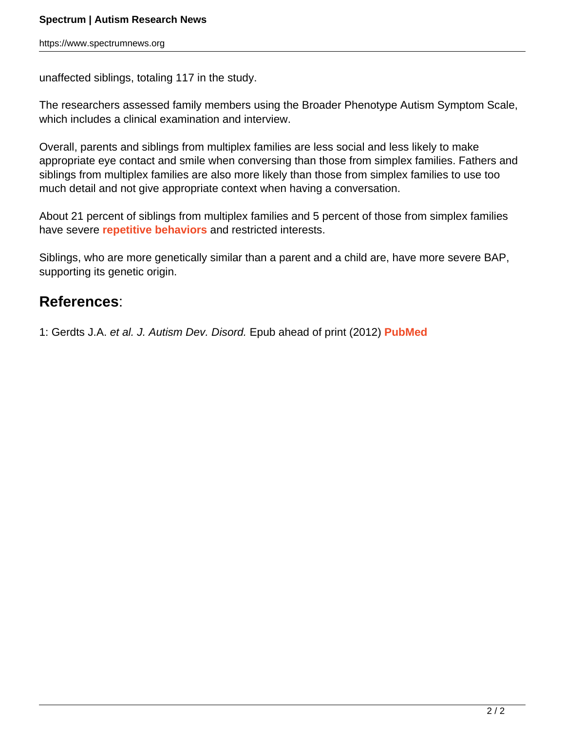unaffected siblings, totaling 117 in the study.

The researchers assessed family members using the Broader Phenotype Autism Symptom Scale, which includes a clinical examination and interview.

Overall, parents and siblings from multiplex families are less social and less likely to make appropriate eye contact and smile when conversing than those from simplex families. Fathers and siblings from multiplex families are also more likely than those from simplex families to use too much detail and not give appropriate context when having a conversation.

About 21 percent of siblings from multiplex families and 5 percent of those from simplex families have severe **repetitive behaviors** and restricted interests.

Siblings, who are more genetically similar than a parent and a child are, have more severe BAP, supporting its genetic origin.

## References:

1: Gerdts J.A. *et al. J. Autism Dev. Disord.* Epub ahead of print (2012) **PubMed**